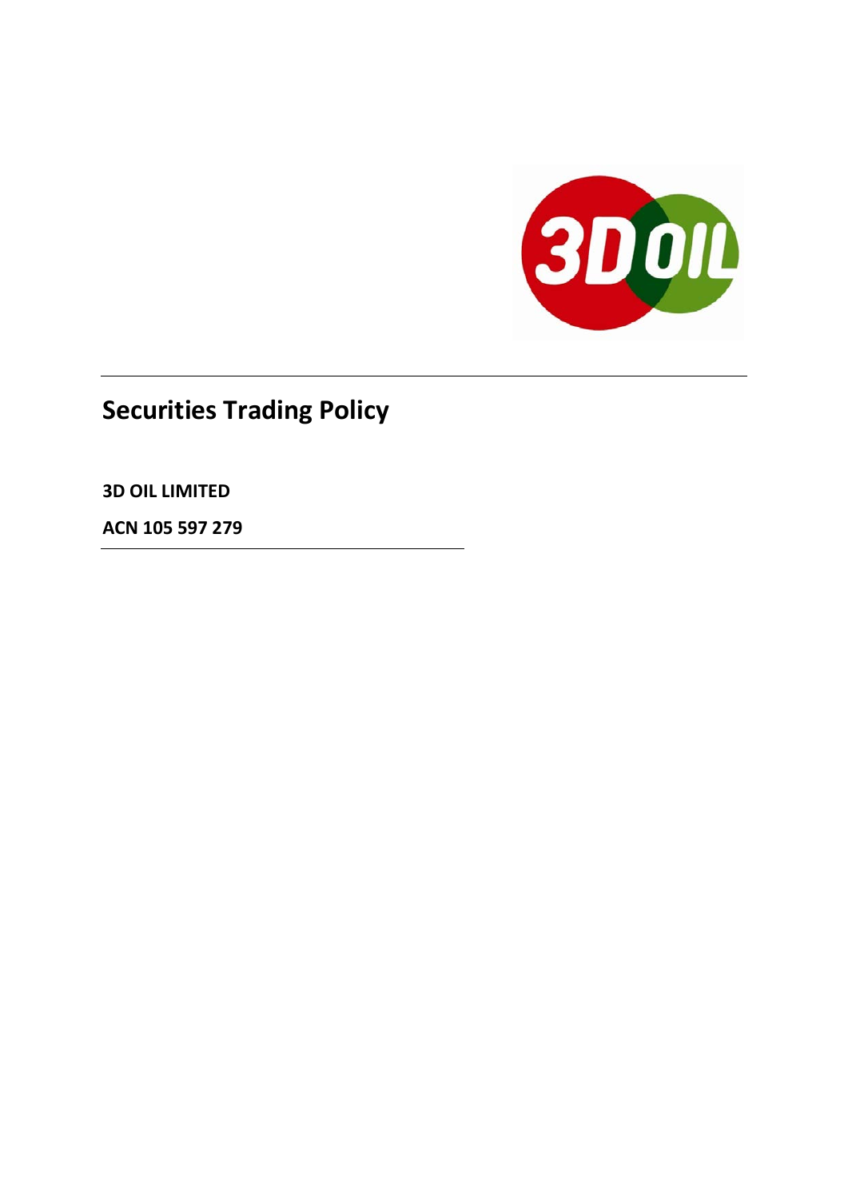# Securities Trading Policy

**3D OIL LIMITED**

**ACN 105 597 279**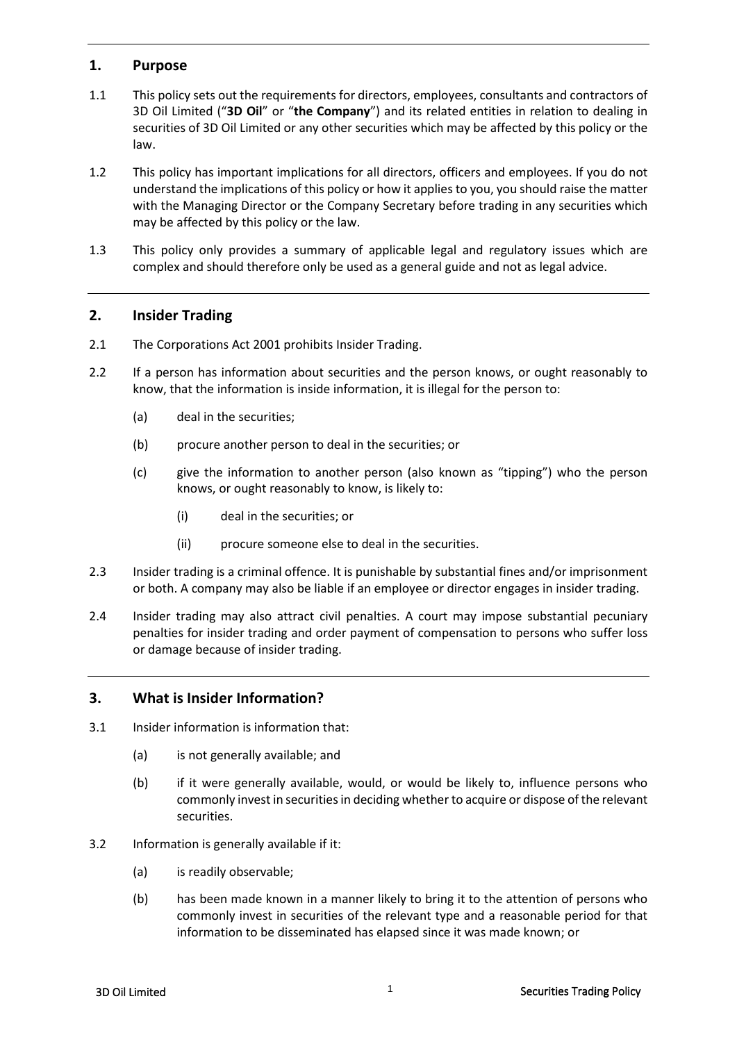## 1. Purpose

1.1 This policy sets out the requirements for directors, employees, consultants and contractors of 3D Oil Limited ("**3D Oil**" or "**the Company**") and its related entities in relation to dealing in securities of 3D Oil Limited or any other securities which may be affected by this policy or the law.

1.2 This policy has important implications for all directors, officers and employees. If you do not understand the implications of this policy or how it applies to you, you should raise the matter with the Managing Director or the Company Secretary before trading in any securities which may be affected by this policy or the law.

1.3 This policy only provides a summary of applicable legal and regulatory issues which are complex and should therefore only be used as a general guide and not as legal advice.

## 2. Insider Trading

2.1 The Corporations Act 2001 prohibits Insider Trading.

2.2 If a person has information about securities and the person knows, or ought reasonably to know, that the information is inside information, it is illegal for the person to:

(a) deal in the securities;

(b) procure another person to deal in the securities; or

(c) give the information to another person (also known as "tipping") who the person knows, or ought reasonably to know, is likely to:

(i) deal in the securities; or

(ii) procure someone else to deal in the securities.

2.3 Insider trading is a criminal offence. It is punishable by substantial fines and/or imprisonment or both. A company may also be liable if an employee or director engages in insider trading.

2.4 Insider trading may also attract civil penalties. A court may impose substantial pecuniary penalties for insider trading and order payment of compensation to persons who suffer loss or damage because of insider trading.

## 3. What is Insider Information?

3.1 Insider information is information that:

(a) is not generally available; and

(b) if it were generally available, would, or would be likely to, influence persons who commonly invest in securities in deciding whether to acquire or dispose of the relevant securities.

3.2 Information is generally available if it:

(a) is readily observable;

(b) has been made known in a manner likely to bring it to the attention of persons who commonly invest in securities of the relevant type and a reasonable period for that information to be disseminated has elapsed since it was made known; or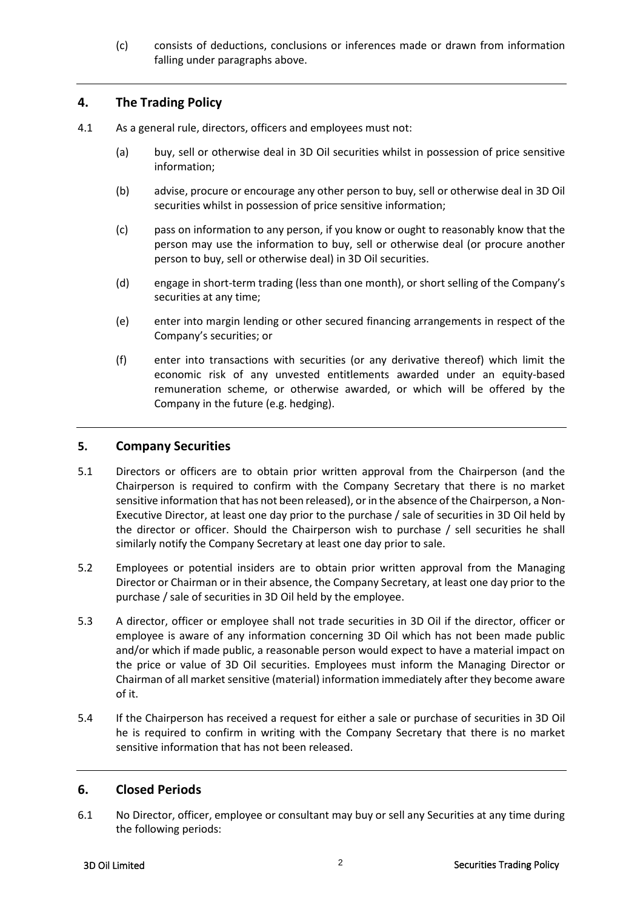(c) consists of deductions, conclusions or inferences made or drawn from information falling under paragraphs above.

## 4. The Trading Policy

4.1 As a general rule, directors, officers and employees must not:

- (a) buy, sell or otherwise deal in 3D Oil securities whilst in possession of price sensitive information;
- (b) advise, procure or encourage any other person to buy, sell or otherwise deal in 3D Oil securities whilst in possession of price sensitive information;
- (c) pass on information to any person, if you know or ought to reasonably know that the person may use the information to buy, sell or otherwise deal (or procure another person to buy, sell or otherwise deal) in 3D Oil securities.
- (d) engage in short-term trading (less than one month), or short selling of the Company's securities at any time;
- (e) enter into margin lending or other secured financing arrangements in respect of the Company's securities; or
- (f) enter into transactions with securities (or any derivative thereof) which limit the economic risk of any unvested entitlements awarded under an equity-based remuneration scheme, or otherwise awarded, or which will be offered by the Company in the future (e.g. hedging).

## 5. Company Securities

5.1 Directors or officers are to obtain prior written approval from the Chairperson (and the Chairperson is required to confirm with the Company Secretary that there is no market sensitive information that has not been released), or in the absence of the Chairperson, a Non-Executive Director, at least one day prior to the purchase / sale of securities in 3D Oil held by the director or officer. Should the Chairperson wish to purchase / sell securities he shall similarly notify the Company Secretary at least one day prior to sale.

5.2 Employees or potential insiders are to obtain prior written approval from the Managing Director or Chairman or in their absence, the Company Secretary, at least one day prior to the purchase / sale of securities in 3D Oil held by the employee.

5.3 A director, officer or employee shall not trade securities in 3D Oil if the director, officer or employee is aware of any information concerning 3D Oil which has not been made public and/or which if made public, a reasonable person would expect to have a material impact on the price or value of 3D Oil securities. Employees must inform the Managing Director or Chairman of all market sensitive (material) information immediately after they become aware of it.

5.4 If the Chairperson has received a request for either a sale or purchase of securities in 3D Oil he is required to confirm in writing with the Company Secretary that there is no market sensitive information that has not been released.

## 6. Closed Periods

6.1 No Director, officer, employee or consultant may buy or sell any Securities at any time during the following periods: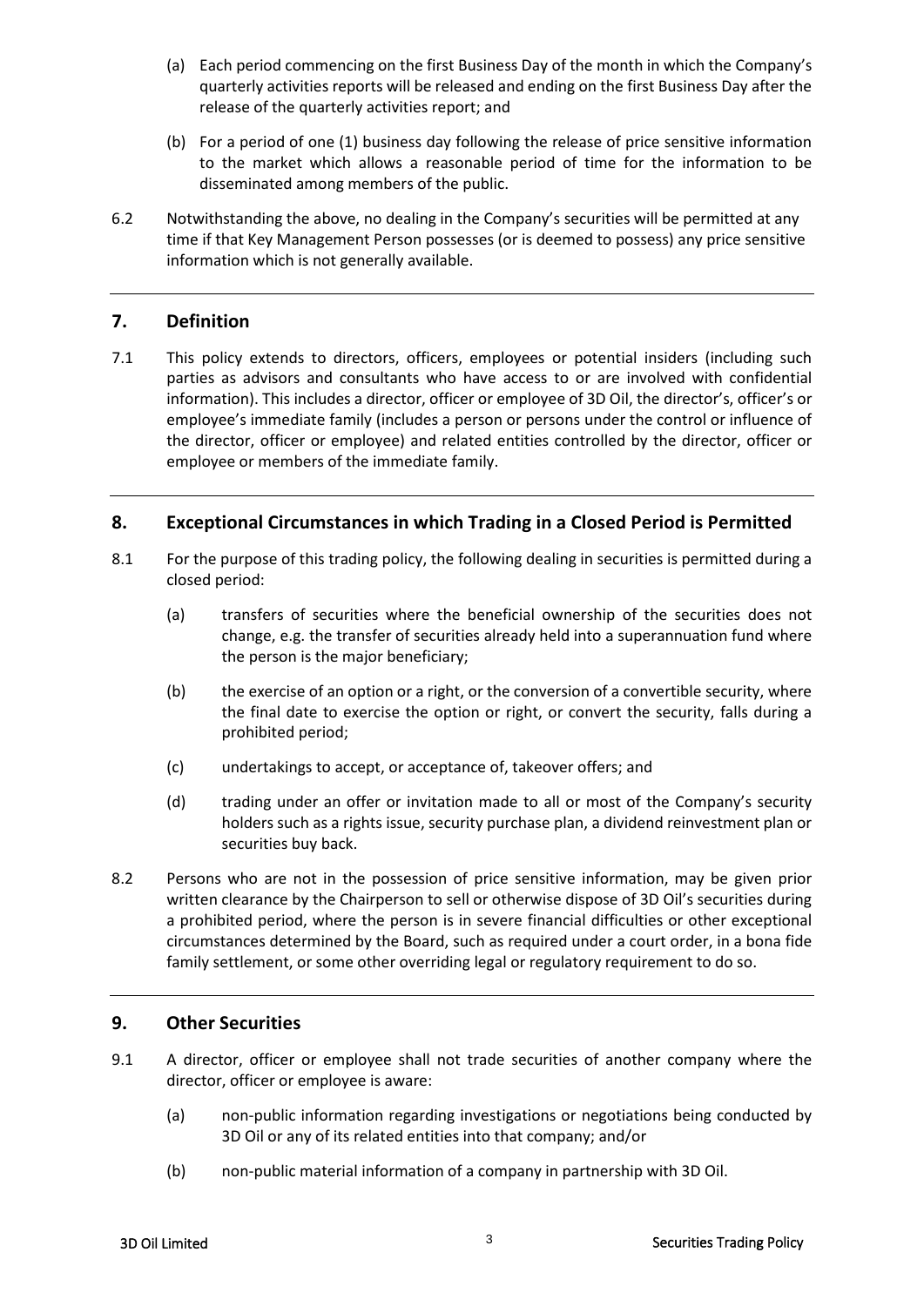(a) Each period commencing on the first Business Day of the month in which the Company's quarterly activities reports will be released and ending on the first Business Day after the release of the quarterly activities report; and

(b) For a period of one (1) business day following the release of price sensitive information to the market which allows a reasonable period of time for the information to be disseminated among members of the public.

6.2 Notwithstanding the above, no dealing in the Company's securities will be permitted at any time if that Key Management Person possesses (or is deemed to possess) any price sensitive information which is not generally available.

## 7. Definition

7.1 This policy extends to directors, officers, employees or potential insiders (including such parties as advisors and consultants who have access to or are involved with confidential information). This includes a director, officer or employee of 3D Oil, the director's, officer's or employee's immediate family (includes a person or persons under the control or influence of the director, officer or employee) and related entities controlled by the director, officer or employee or members of the immediate family.

## 8. Exceptional Circumstances in which Trading in a Closed Period is Permitted

8.1 For the purpose of this trading policy, the following dealing in securities is permitted during a closed period:

(a) transfers of securities where the beneficial ownership of the securities does not change, e.g. the transfer of securities already held into a superannuation fund where the person is the major beneficiary;

(b) the exercise of an option or a right, or the conversion of a convertible security, where the final date to exercise the option or right, or convert the security, falls during a prohibited period;

(c) undertakings to accept, or acceptance of, takeover offers; and

(d) trading under an offer or invitation made to all or most of the Company's security holders such as a rights issue, security purchase plan, a dividend reinvestment plan or securities buy back.

8.2 Persons who are not in the possession of price sensitive information, may be given prior written clearance by the Chairperson to sell or otherwise dispose of 3D Oil's securities during a prohibited period, where the person is in severe financial difficulties or other exceptional circumstances determined by the Board, such as required under a court order, in a bona fide family settlement, or some other overriding legal or regulatory requirement to do so.

## 9. Other Securities

9.1 A director, officer or employee shall not trade securities of another company where the director, officer or employee is aware:

(a) non-public information regarding investigations or negotiations being conducted by 3D Oil or any of its related entities into that company; and/or

(b) non-public material information of a company in partnership with 3D Oil.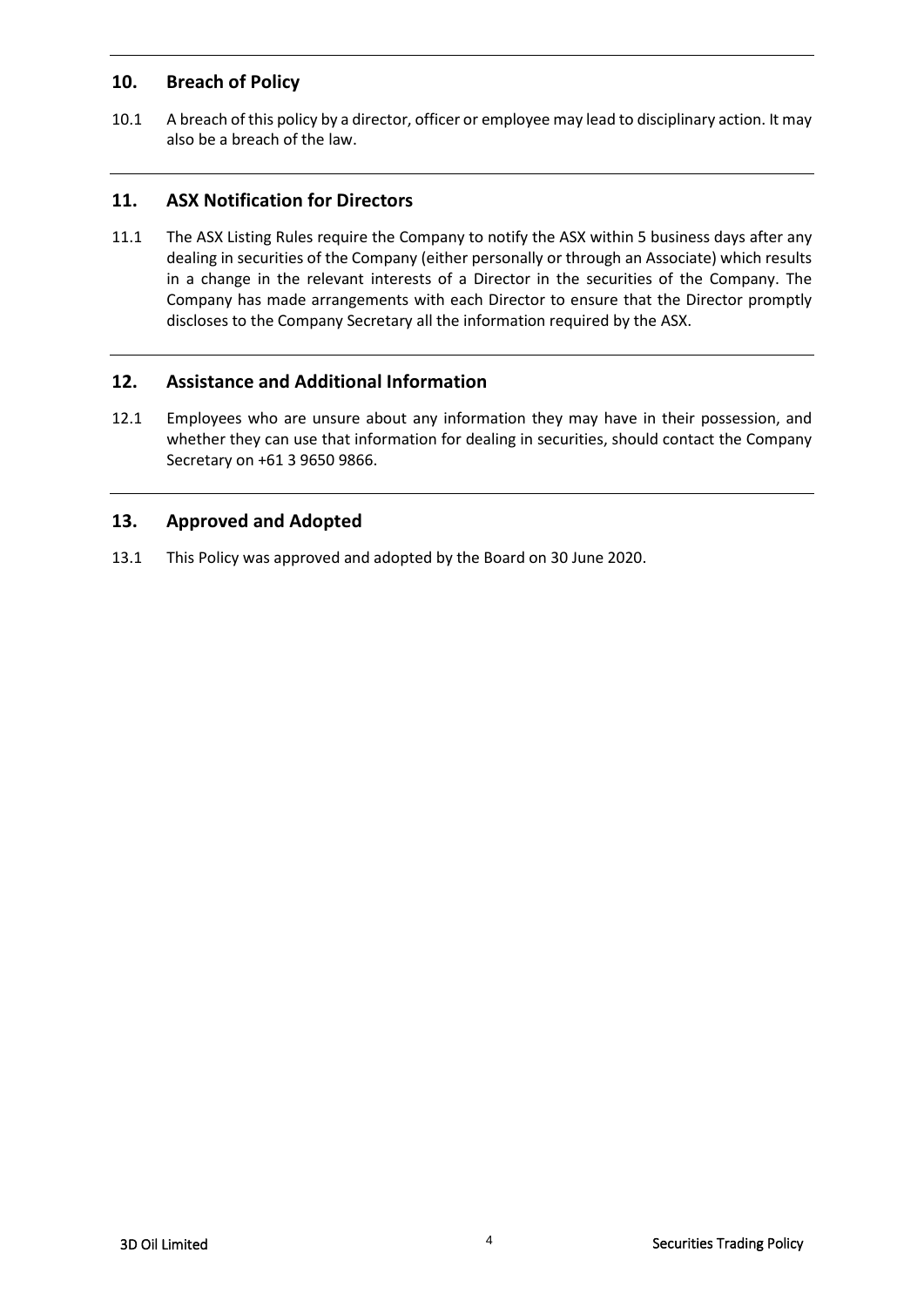## 10. Breach of Policy

10.1 A breach of this policy by a director, officer or employee may lead to disciplinary action. It may also be a breach of the law.

## 11. ASX Notification for Directors

11.1 The ASX Listing Rules require the Company to notify the ASX within 5 business days after any dealing in securities of the Company (either personally or through an Associate) which results in a change in the relevant interests of a Director in the securities of the Company. The Company has made arrangements with each Director to ensure that the Director promptly discloses to the Company Secretary all the information required by the ASX.

## 12. Assistance and Additional Information

12.1 Employees who are unsure about any information they may have in their possession, and whether they can use that information for dealing in securities, should contact the Company Secretary on +61 3 9650 9866.

## 13. Approved and Adopted

13.1 This Policy was approved and adopted by the Board on 30 June 2020.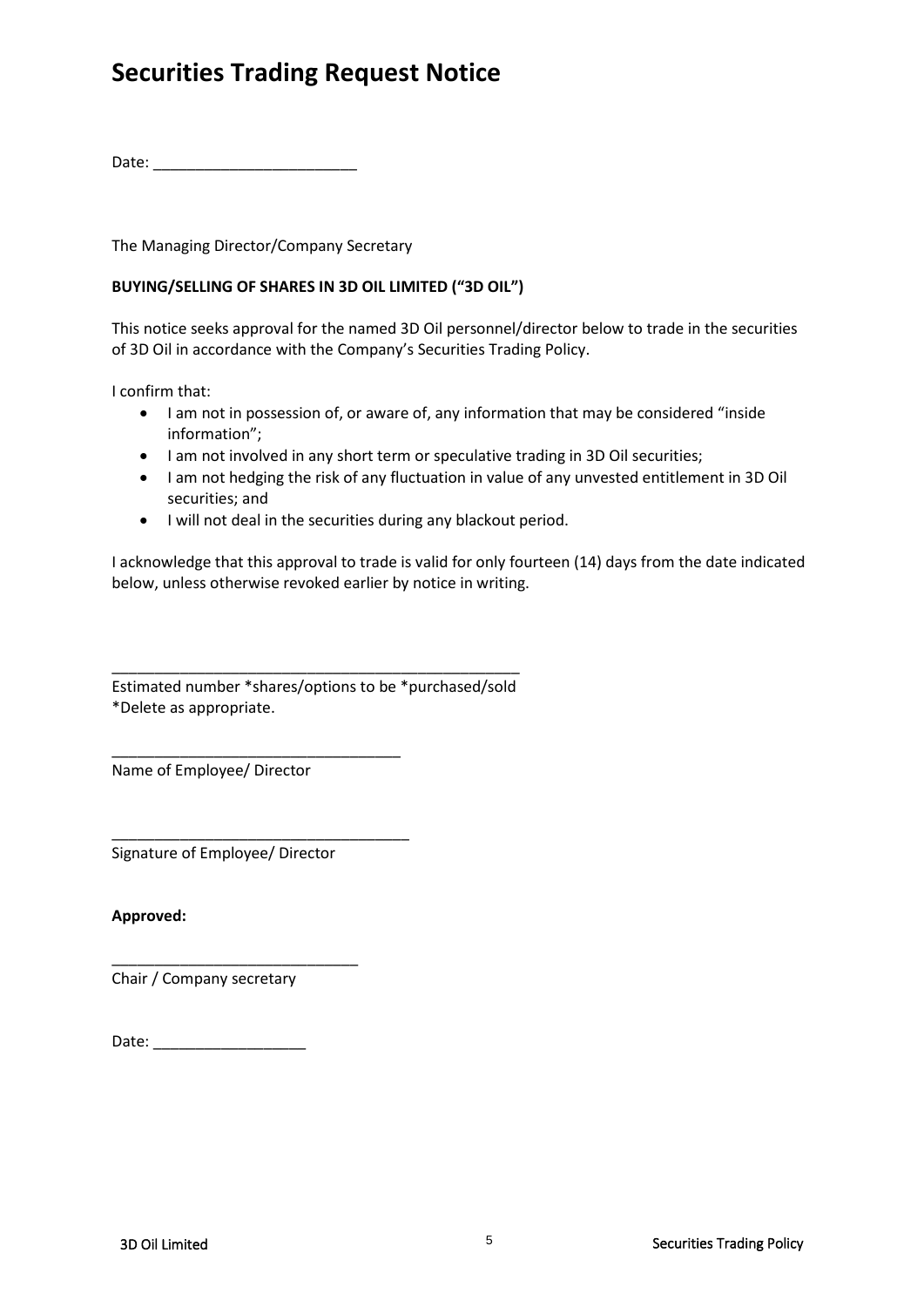# Securities Trading Request Notice

Date: _______________________

The Managing Director/Company Secretary

**BUYING/SELLING OF SHARES IN 3D OIL LIMITED ("3D OIL")**

This notice seeks approval for the named 3D Oil personnel/director below to trade in the securities of 3D Oil in accordance with the Company's Securities Trading Policy.

I confirm that:

- I am not in possession of, or aware of, any information that may be considered "inside information";
- I am not involved in any short term or speculative trading in 3D Oil securities;
- I am not hedging the risk of any fluctuation in value of any unvested entitlement in 3D Oil securities; and
- I will not deal in the securities during any blackout period.

I acknowledge that this approval to trade is valid for only fourteen (14) days from the date indicated below, unless otherwise revoked earlier by notice in writing.

_______________________________________________

Estimated number *shares/options to be *purchased/sold
*Delete as appropriate.

_________________________________

Name of Employee/ Director

__________________________________

Signature of Employee/ Director

**Approved:**

____________________________

Chair / Company secretary

Date: _________________